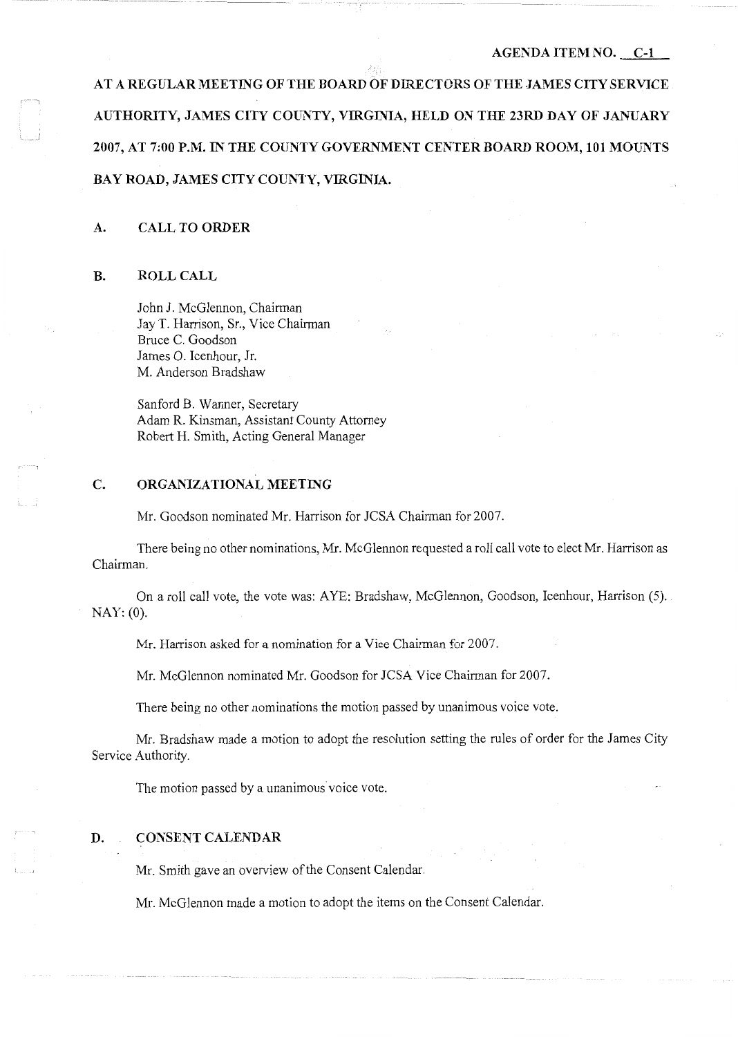AGENDA ITEM NO. C-1

AT A REGULAR MEETING OF THE BOARD OF DIRECTORS OF THE JAMES CITY SERVICE AUTHORITY, JAMES CITY COUNTY, VIRGINIA, HELD ON THE 23RD DAY OF JANUARY 2007, AT 7:00 P.M. IN THE COUNTY GOVERNMENT CENTER BOARD ROOM, 101 MOUNTS BAY ROAD, JAMES CITY COUNTY, VIRGINIA.

## A. CALL TO ORDER

## B. ROLL CALL

John J. McGlennon, Chairman
Jay T. Harrison, Sr., Vice Chairman
Bruce C. Goodson
James O. Icenhour, Jr.
M. Anderson Bradshaw

Sanford B. Wanner, Secretary
Adam R. Kinsman, Assistant County Attorney
Robert H. Smith, Acting General Manager

## C. ORGANIZATIONAL MEETING

Mr. Goodson nominated Mr. Harrison for JCSA Chairman for 2007.

There being no other nominations, Mr. McGlennon requested a roll call vote to elect Mr. Harrison as Chairman.

On a roll call vote, the vote was: AYE: Bradshaw, McGlennon, Goodson, Icenhour, Harrison (5). NAY: (0).

Mr. Harrison asked for a nomination for a Vice Chairman for 2007.

Mr. McGlennon nominated Mr. Goodson for JCSA Vice Chairman for 2007.

There being no other nominations the motion passed by unanimous voice vote.

Mr. Bradshaw made a motion to adopt the resolution setting the rules of order for the James City Service Authority.

The motion passed by a unanimous voice vote.

## D. CONSENT CALENDAR

Mr. Smith gave an overview of the Consent Calendar.

Mr. McGlennon made a motion to adopt the items on the Consent Calendar.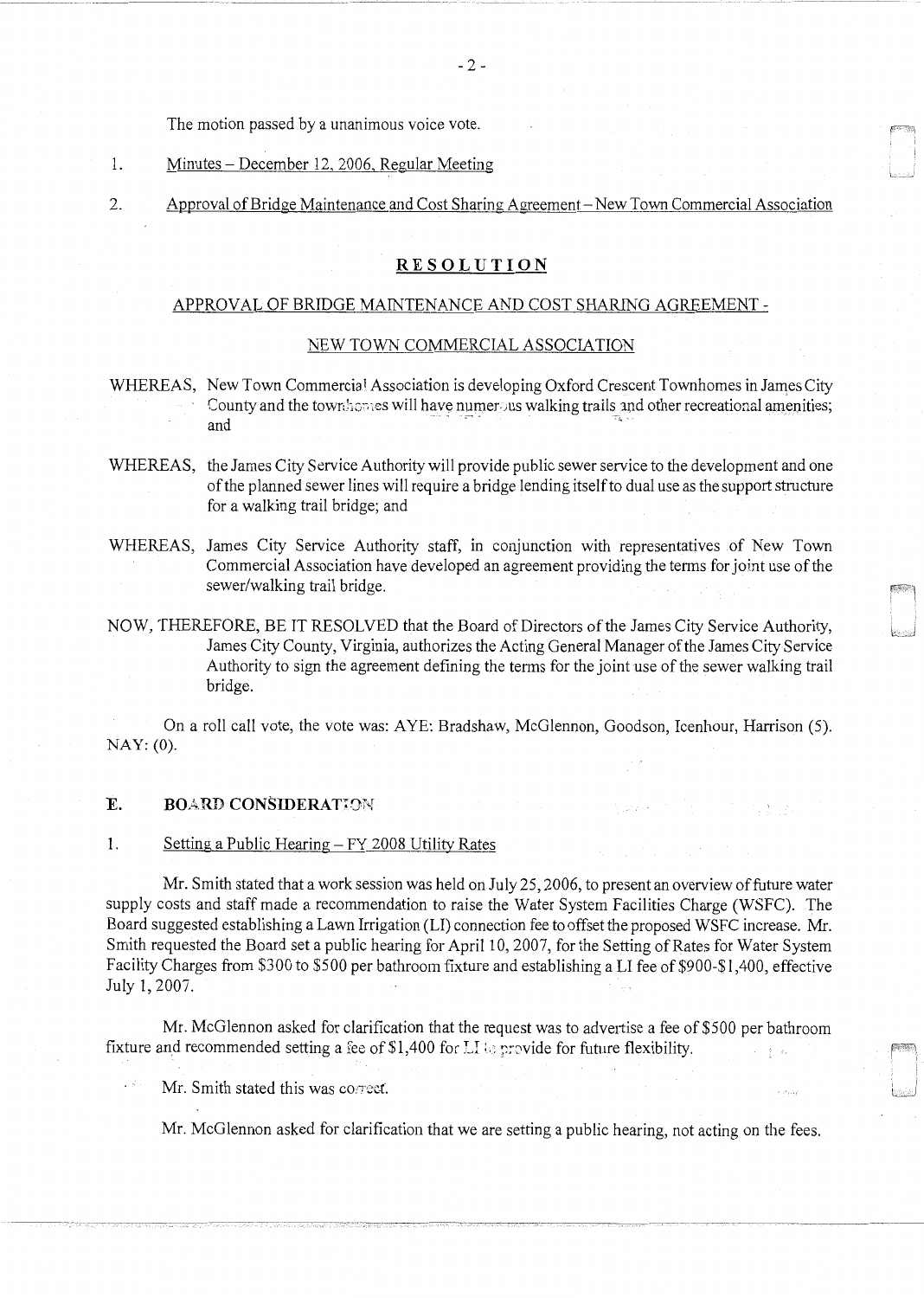The motion passed by a unanimous voice vote.

1. Minutes – December 12, 2006, Regular Meeting

2. Approval of Bridge Maintenance and Cost Sharing Agreement – New Town Commercial Association

## RESOLUTION

### APPROVAL OF BRIDGE MAINTENANCE AND COST SHARING AGREEMENT -

### NEW TOWN COMMERCIAL ASSOCIATION

WHEREAS, New Town Commercial Association is developing Oxford Crescent Townhomes in James City County and the townhomes will have numerous walking trails and other recreational amenities; and

WHEREAS, the James City Service Authority will provide public sewer service to the development and one of the planned sewer lines will require a bridge lending itself to dual use as the support structure for a walking trail bridge; and

WHEREAS, James City Service Authority staff, in conjunction with representatives of New Town Commercial Association have developed an agreement providing the terms for joint use of the sewer/walking trail bridge.

NOW, THEREFORE, BE IT RESOLVED that the Board of Directors of the James City Service Authority, James City County, Virginia, authorizes the Acting General Manager of the James City Service Authority to sign the agreement defining the terms for the joint use of the sewer walking trail bridge.

On a roll call vote, the vote was: AYE: Bradshaw, McGlennon, Goodson, Icenhour, Harrison (5). NAY: (0).

## E. BOARD CONSIDERATION

1. Setting a Public Hearing – FY 2008 Utility Rates

Mr. Smith stated that a work session was held on July 25, 2006, to present an overview of future water supply costs and staff made a recommendation to raise the Water System Facilities Charge (WSFC). The Board suggested establishing a Lawn Irrigation (LI) connection fee to offset the proposed WSFC increase. Mr. Smith requested the Board set a public hearing for April 10, 2007, for the Setting of Rates for Water System Facility Charges from $300 to $500 per bathroom fixture and establishing a LI fee of $900-$1,400, effective July 1, 2007.

Mr. McGlennon asked for clarification that the request was to advertise a fee of $500 per bathroom fixture and recommended setting a fee of $1,400 for LI to provide for future flexibility.

Mr. Smith stated this was correct.

Mr. McGlennon asked for clarification that we are setting a public hearing, not acting on the fees.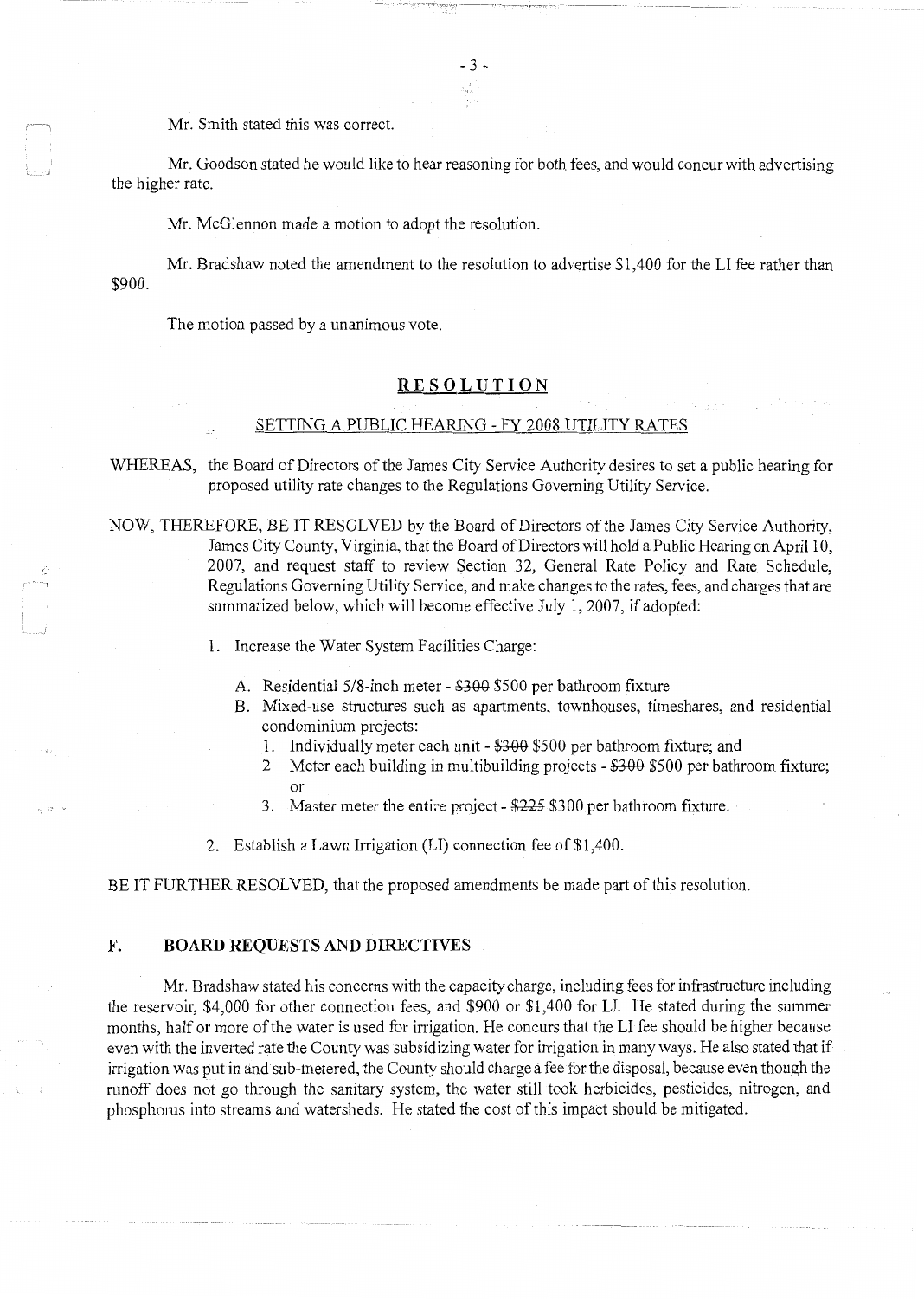Mr. Smith stated this was correct.

Mr. Goodson stated he would like to hear reasoning for both fees, and would concur with advertising the higher rate.

Mr. McGlennon made a motion to adopt the resolution.

Mr. Bradshaw noted the amendment to the resolution to advertise $1,400 for the LI fee rather than $900.

The motion passed by a unanimous vote.

## **RESOLUTION**

### SETTING A PUBLIC HEARING - FY 2008 UTILITY RATES

WHEREAS, the Board of Directors of the James City Service Authority desires to set a public hearing for proposed utility rate changes to the Regulations Governing Utility Service.

NOW, THEREFORE, BE IT RESOLVED by the Board of Directors of the James City Service Authority, James City County, Virginia, that the Board of Directors will hold a Public Hearing on April 10, 2007, and request staff to review Section 32, General Rate Policy and Rate Schedule, Regulations Governing Utility Service, and make changes to the rates, fees, and charges that are summarized below, which will become effective July 1, 2007, if adopted:

1. Increase the Water System Facilities Charge:

   A. Residential 5/8-inch meter - ~~$300~~ $500 per bathroom fixture

   B. Mixed-use structures such as apartments, townhouses, timeshares, and residential condominium projects:

      1. Individually meter each unit - ~~$300~~ $500 per bathroom fixture; and
      2. Meter each building in multibuilding projects - ~~$300~~ $500 per bathroom fixture; or
      3. Master meter the entire project - ~~$225~~ $300 per bathroom fixture.

2. Establish a Lawn Irrigation (LI) connection fee of $1,400.

BE IT FURTHER RESOLVED, that the proposed amendments be made part of this resolution.

## F. BOARD REQUESTS AND DIRECTIVES

Mr. Bradshaw stated his concerns with the capacity charge, including fees for infrastructure including the reservoir, $4,000 for other connection fees, and $900 or $1,400 for LI. He stated during the summer months, half or more of the water is used for irrigation. He concurs that the LI fee should be higher because even with the inverted rate the County was subsidizing water for irrigation in many ways. He also stated that if irrigation was put in and sub-metered, the County should charge a fee for the disposal, because even though the runoff does not go through the sanitary system, the water still took herbicides, pesticides, nitrogen, and phosphorus into streams and watersheds. He stated the cost of this impact should be mitigated.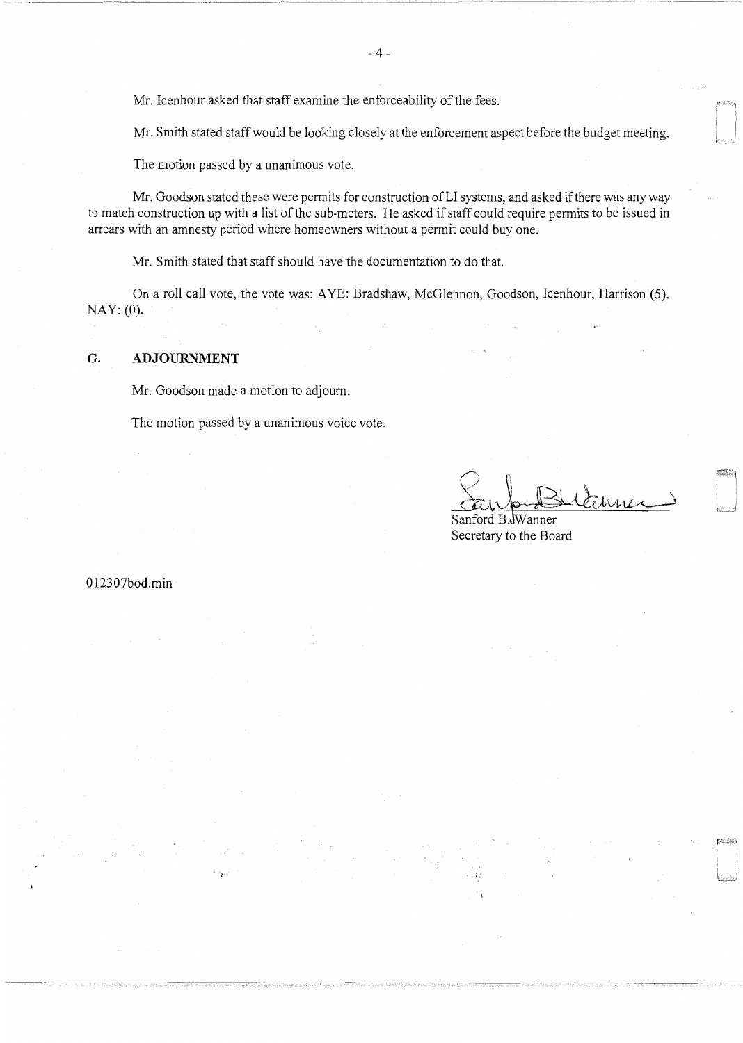Mr. Icenhour asked that staff examine the enforceability of the fees.

Mr. Smith stated staff would be looking closely at the enforcement aspect before the budget meeting.

The motion passed by a unanimous vote.

Mr. Goodson stated these were permits for construction of LI systems, and asked if there was any way to match construction up with a list of the sub-meters. He asked if staff could require permits to be issued in arrears with an amnesty period where homeowners without a permit could buy one.

Mr. Smith stated that staff should have the documentation to do that.

On a roll call vote, the vote was: AYE: Bradshaw, McGlennon, Goodson, Icenhour, Harrison (5). NAY: (0).

## G. ADJOURNMENT

Mr. Goodson made a motion to adjourn.

The motion passed by a unanimous voice vote.

Sanford B. Wanner
Secretary to the Board

012307bod.min